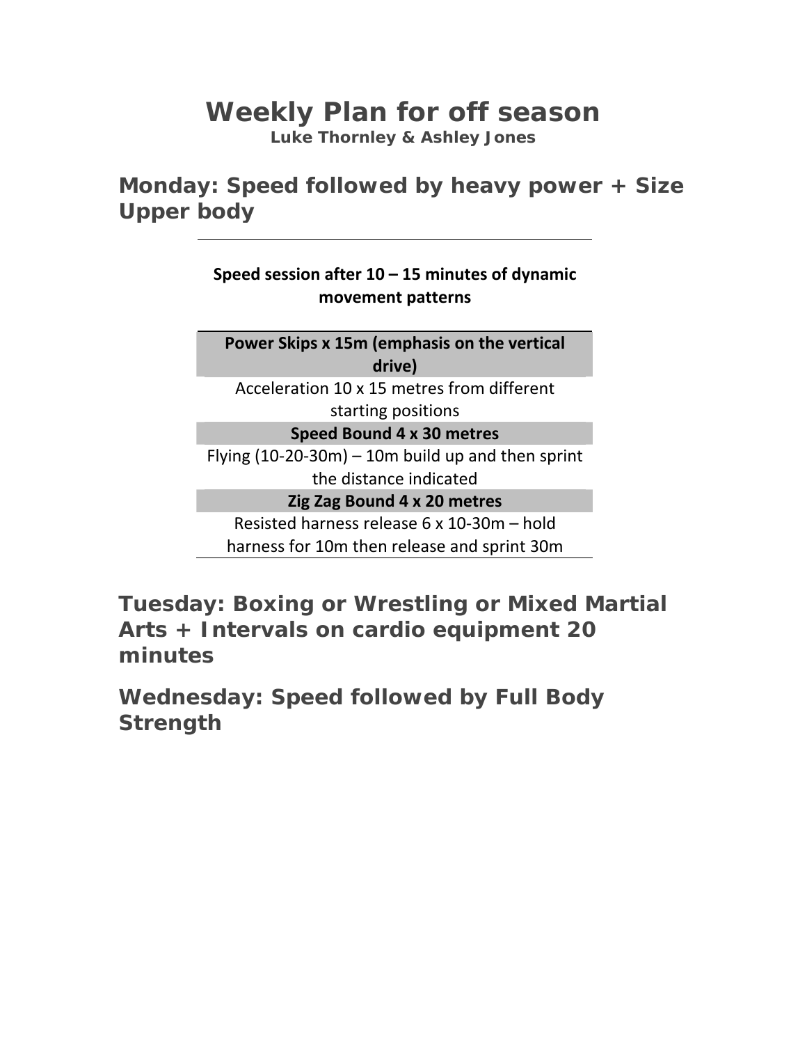# Weekly Plan for off season

**Luke Thornley & Ashley Jones**

## Monday: Speed followed by heavy power + Size Upper body

| Speed session after 10 – 15 minutes of dynamic movement patterns |
|---|
| **Power Skips x 15m (emphasis on the vertical drive)** |
| Acceleration 10 x 15 metres from different starting positions |
| **Speed Bound 4 x 30 metres** |
| Flying (10-20-30m) – 10m build up and then sprint the distance indicated |
| **Zig Zag Bound 4 x 20 metres** |
| Resisted harness release 6 x 10-30m – hold harness for 10m then release and sprint 30m |

## Tuesday: Boxing or Wrestling or Mixed Martial Arts + Intervals on cardio equipment 20 minutes

## Wednesday: Speed followed by Full Body Strength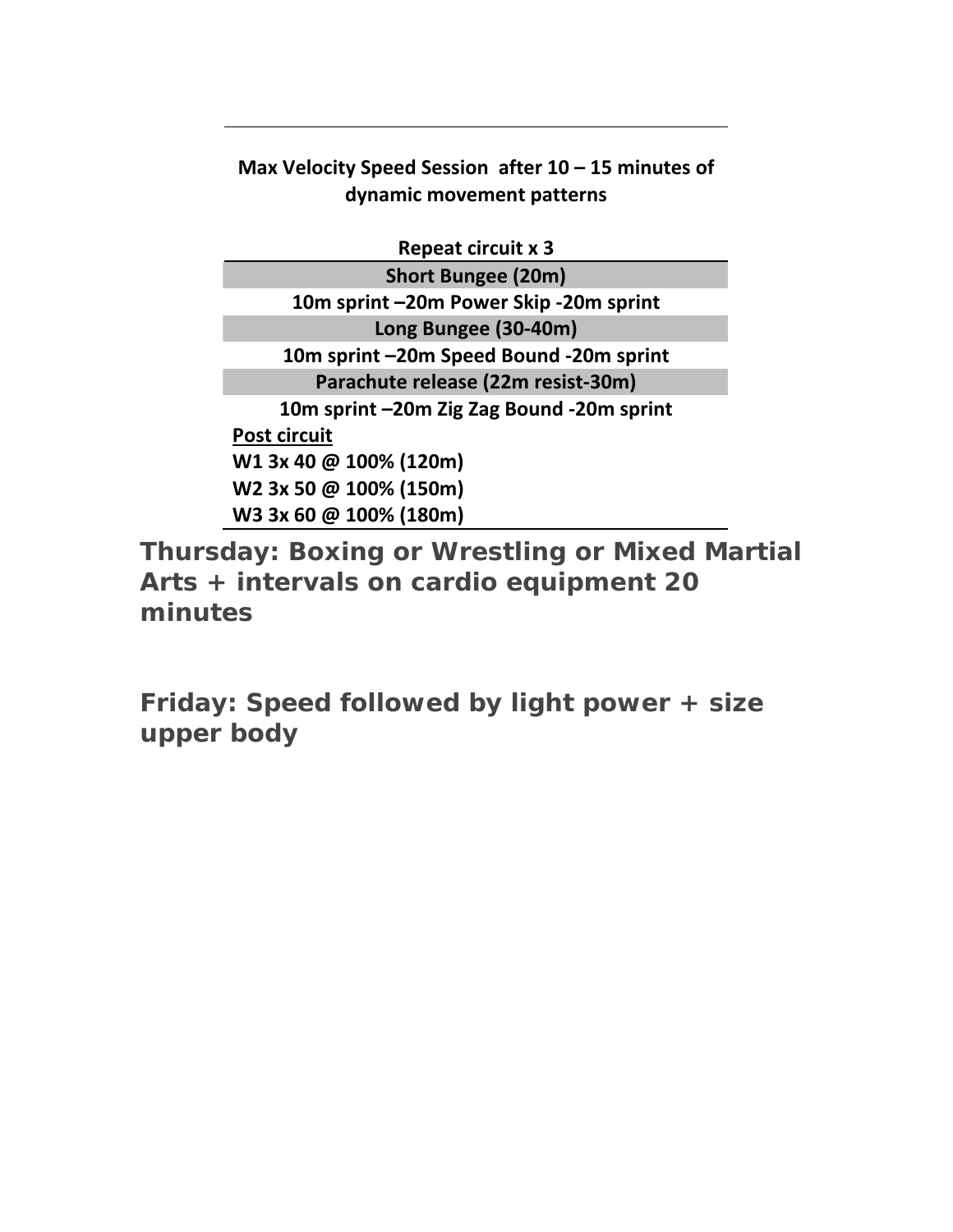**Max Velocity Speed Session after 10 – 15 minutes of dynamic movement patterns**

| Repeat circuit x 3 |
|---|
| Short Bungee (20m) |
| 10m sprint –20m Power Skip -20m sprint |
| Long Bungee (30-40m) |
| 10m sprint –20m Speed Bound -20m sprint |
| Parachute release (22m resist-30m) |
| 10m sprint –20m Zig Zag Bound -20m sprint |
| <u>Post circuit</u> |
| W1 3x 40 @ 100% (120m) |
| W2 3x 50 @ 100% (150m) |
| W3 3x 60 @ 100% (180m) |

**Thursday: Boxing or Wrestling or Mixed Martial Arts + intervals on cardio equipment 20 minutes**

**Friday: Speed followed by light power + size upper body**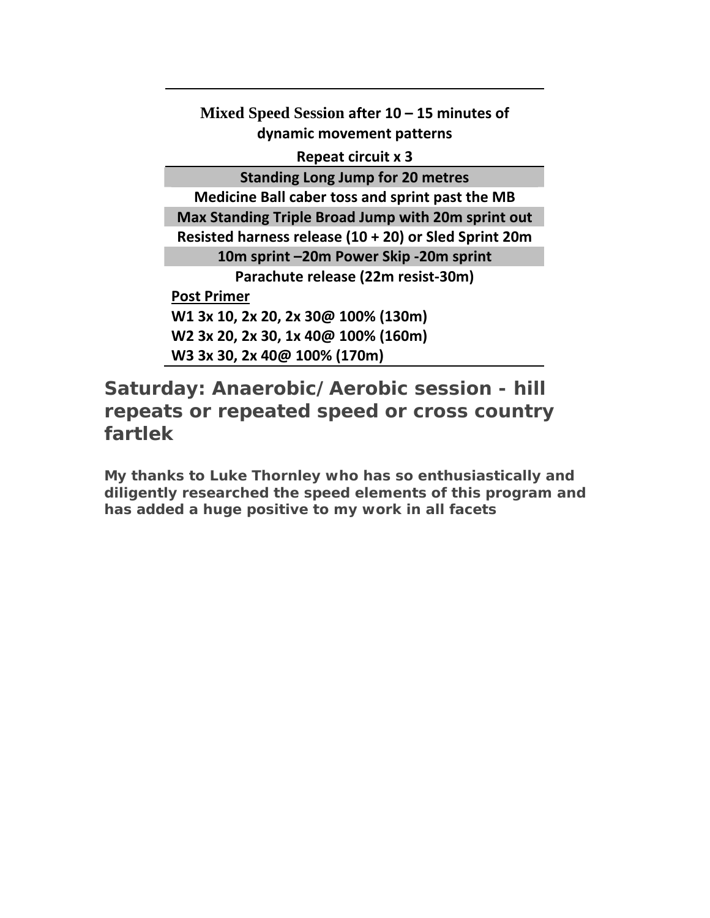| Mixed Speed Session after 10 – 15 minutes of dynamic movement patterns |
|---|
| Repeat circuit x 3 |
| Standing Long Jump for 20 metres |
| Medicine Ball caber toss and sprint past the MB |
| Max Standing Triple Broad Jump with 20m sprint out |
| Resisted harness release (10 + 20) or Sled Sprint 20m |
| 10m sprint –20m Power Skip -20m sprint |
| Parachute release (22m resist-30m) |
| <u>Post Primer</u><br>W1 3x 10, 2x 20, 2x 30@ 100% (130m)<br>W2 3x 20, 2x 30, 1x 40@ 100% (160m)<br>W3 3x 30, 2x 40@ 100% (170m) |

## Saturday: Anaerobic/Aerobic session - hill repeats or repeated speed or cross country fartlek

**My thanks to Luke Thornley who has so enthusiastically and diligently researched the speed elements of this program and has added a huge positive to my work in all facets**